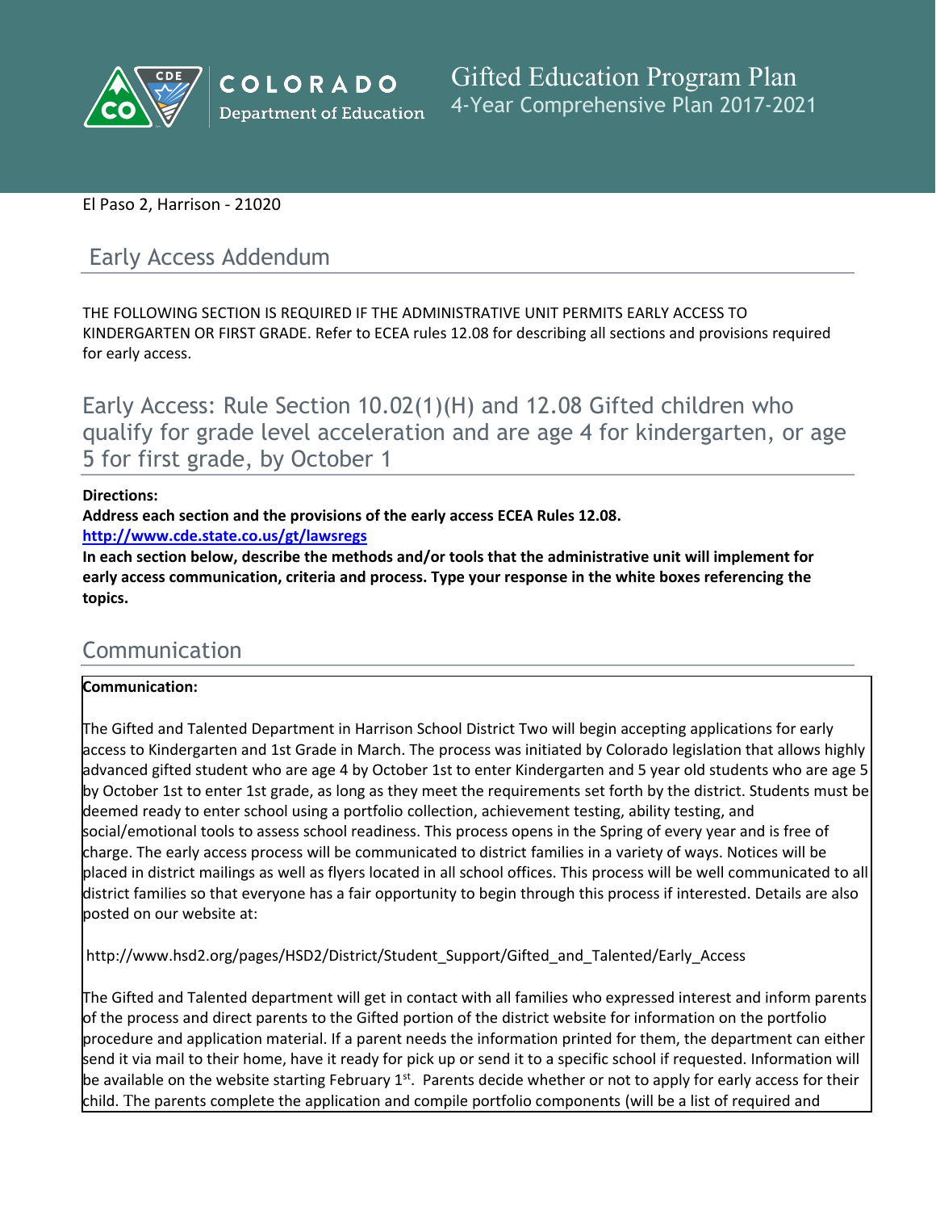Gifted Education Program Plan
4-Year Comprehensive Plan 2017-2021

El Paso 2, Harrison - 21020

## Early Access Addendum

THE FOLLOWING SECTION IS REQUIRED IF THE ADMINISTRATIVE UNIT PERMITS EARLY ACCESS TO KINDERGARTEN OR FIRST GRADE. Refer to ECEA rules 12.08 for describing all sections and provisions required for early access.

## Early Access: Rule Section 10.02(1)(H) and 12.08 Gifted children who qualify for grade level acceleration and are age 4 for kindergarten, or age 5 for first grade, by October 1

**Directions:**

**Address each section and the provisions of the early access ECEA Rules 12.08.**

**http://www.cde.state.co.us/gt/lawsregs**

**In each section below, describe the methods and/or tools that the administrative unit will implement for early access communication, criteria and process. Type your response in the white boxes referencing the topics.**

## Communication

**Communication:**

The Gifted and Talented Department in Harrison School District Two will begin accepting applications for early access to Kindergarten and 1st Grade in March. The process was initiated by Colorado legislation that allows highly advanced gifted student who are age 4 by October 1st to enter Kindergarten and 5 year old students who are age 5 by October 1st to enter 1st grade, as long as they meet the requirements set forth by the district. Students must be deemed ready to enter school using a portfolio collection, achievement testing, ability testing, and social/emotional tools to assess school readiness. This process opens in the Spring of every year and is free of charge. The early access process will be communicated to district families in a variety of ways. Notices will be placed in district mailings as well as flyers located in all school offices. This process will be well communicated to all district families so that everyone has a fair opportunity to begin through this process if interested. Details are also posted on our website at:

http://www.hsd2.org/pages/HSD2/District/Student_Support/Gifted_and_Talented/Early_Access

The Gifted and Talented department will get in contact with all families who expressed interest and inform parents of the process and direct parents to the Gifted portion of the district website for information on the portfolio procedure and application material. If a parent needs the information printed for them, the department can either send it via mail to their home, have it ready for pick up or send it to a specific school if requested. Information will be available on the website starting February 1st. Parents decide whether or not to apply for early access for their child. The parents complete the application and compile portfolio components (will be a list of required and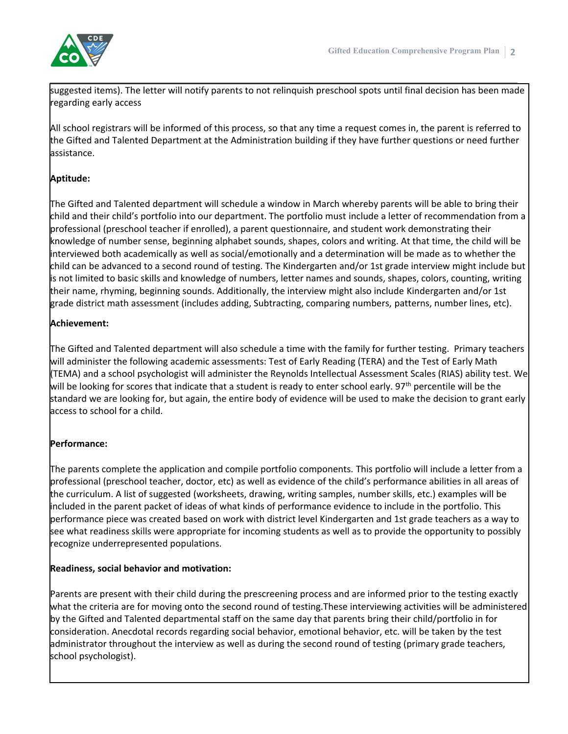suggested items). The letter will notify parents to not relinquish preschool spots until final decision has been made regarding early access

All school registrars will be informed of this process, so that any time a request comes in, the parent is referred to the Gifted and Talented Department at the Administration building if they have further questions or need further assistance.

**Aptitude:**

The Gifted and Talented department will schedule a window in March whereby parents will be able to bring their child and their child's portfolio into our department. The portfolio must include a letter of recommendation from a professional (preschool teacher if enrolled), a parent questionnaire, and student work demonstrating their knowledge of number sense, beginning alphabet sounds, shapes, colors and writing. At that time, the child will be interviewed both academically as well as social/emotionally and a determination will be made as to whether the child can be advanced to a second round of testing. The Kindergarten and/or 1st grade interview might include but is not limited to basic skills and knowledge of numbers, letter names and sounds, shapes, colors, counting, writing their name, rhyming, beginning sounds. Additionally, the interview might also include Kindergarten and/or 1st grade district math assessment (includes adding, Subtracting, comparing numbers, patterns, number lines, etc).

**Achievement:**

The Gifted and Talented department will also schedule a time with the family for further testing. Primary teachers will administer the following academic assessments: Test of Early Reading (TERA) and the Test of Early Math (TEMA) and a school psychologist will administer the Reynolds Intellectual Assessment Scales (RIAS) ability test. We will be looking for scores that indicate that a student is ready to enter school early. 97th percentile will be the standard we are looking for, but again, the entire body of evidence will be used to make the decision to grant early access to school for a child.

**Performance:**

The parents complete the application and compile portfolio components. This portfolio will include a letter from a professional (preschool teacher, doctor, etc) as well as evidence of the child's performance abilities in all areas of the curriculum. A list of suggested (worksheets, drawing, writing samples, number skills, etc.) examples will be included in the parent packet of ideas of what kinds of performance evidence to include in the portfolio. This performance piece was created based on work with district level Kindergarten and 1st grade teachers as a way to see what readiness skills were appropriate for incoming students as well as to provide the opportunity to possibly recognize underrepresented populations.

**Readiness, social behavior and motivation:**

Parents are present with their child during the prescreening process and are informed prior to the testing exactly what the criteria are for moving onto the second round of testing.These interviewing activities will be administered by the Gifted and Talented departmental staff on the same day that parents bring their child/portfolio in for consideration. Anecdotal records regarding social behavior, emotional behavior, etc. will be taken by the test administrator throughout the interview as well as during the second round of testing (primary grade teachers, school psychologist).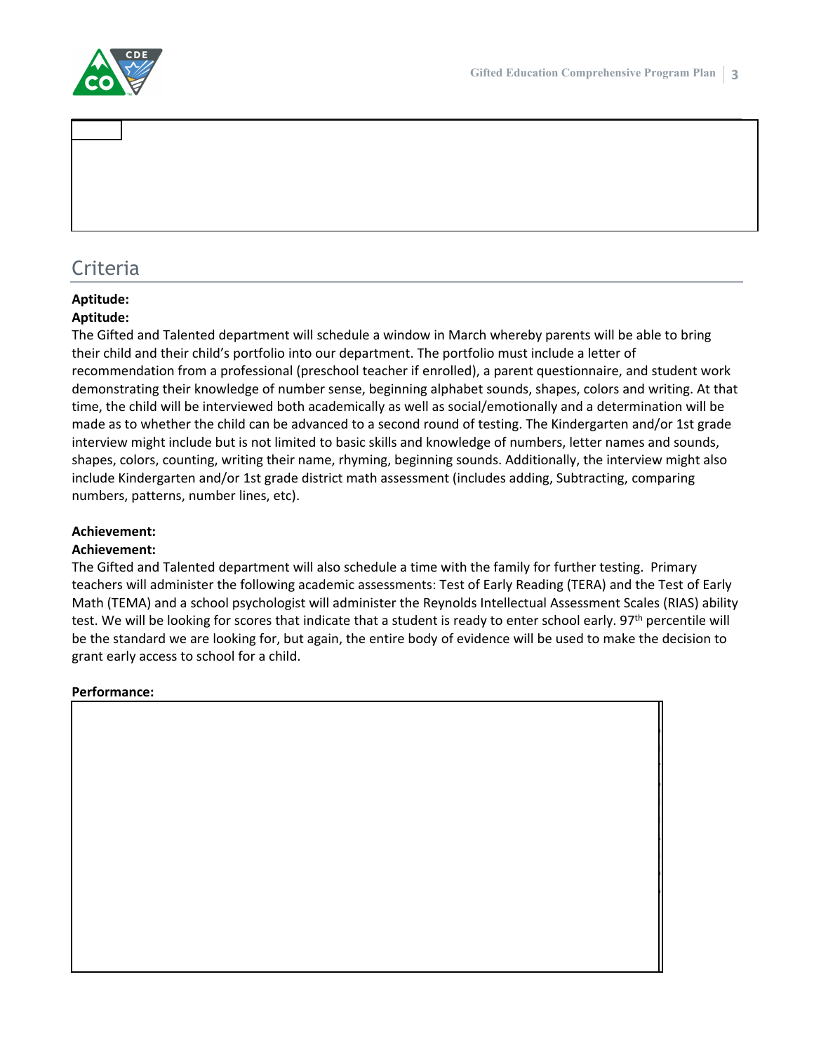## Criteria

**Aptitude:**

**Aptitude:**

The Gifted and Talented department will schedule a window in March whereby parents will be able to bring their child and their child's portfolio into our department. The portfolio must include a letter of recommendation from a professional (preschool teacher if enrolled), a parent questionnaire, and student work demonstrating their knowledge of number sense, beginning alphabet sounds, shapes, colors and writing. At that time, the child will be interviewed both academically as well as social/emotionally and a determination will be made as to whether the child can be advanced to a second round of testing. The Kindergarten and/or 1st grade interview might include but is not limited to basic skills and knowledge of numbers, letter names and sounds, shapes, colors, counting, writing their name, rhyming, beginning sounds. Additionally, the interview might also include Kindergarten and/or 1st grade district math assessment (includes adding, Subtracting, comparing numbers, patterns, number lines, etc).

**Achievement:**

**Achievement:**

The Gifted and Talented department will also schedule a time with the family for further testing. Primary teachers will administer the following academic assessments: Test of Early Reading (TERA) and the Test of Early Math (TEMA) and a school psychologist will administer the Reynolds Intellectual Assessment Scales (RIAS) ability test. We will be looking for scores that indicate that a student is ready to enter school early. 97th percentile will be the standard we are looking for, but again, the entire body of evidence will be used to make the decision to grant early access to school for a child.

**Performance:**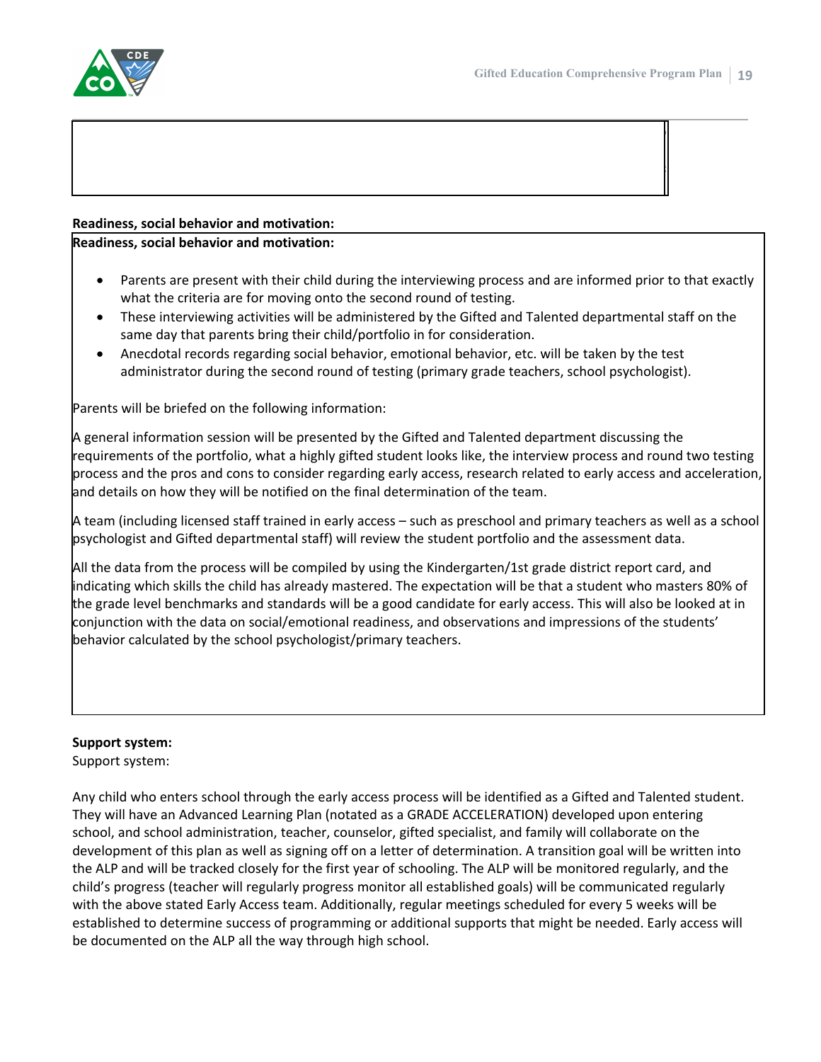**Readiness, social behavior and motivation:**

**Readiness, social behavior and motivation:**

- Parents are present with their child during the interviewing process and are informed prior to that exactly what the criteria are for moving onto the second round of testing.
- These interviewing activities will be administered by the Gifted and Talented departmental staff on the same day that parents bring their child/portfolio in for consideration.
- Anecdotal records regarding social behavior, emotional behavior, etc. will be taken by the test administrator during the second round of testing (primary grade teachers, school psychologist).

Parents will be briefed on the following information:

A general information session will be presented by the Gifted and Talented department discussing the requirements of the portfolio, what a highly gifted student looks like, the interview process and round two testing process and the pros and cons to consider regarding early access, research related to early access and acceleration, and details on how they will be notified on the final determination of the team.

A team (including licensed staff trained in early access – such as preschool and primary teachers as well as a school psychologist and Gifted departmental staff) will review the student portfolio and the assessment data.

All the data from the process will be compiled by using the Kindergarten/1st grade district report card, and indicating which skills the child has already mastered. The expectation will be that a student who masters 80% of the grade level benchmarks and standards will be a good candidate for early access. This will also be looked at in conjunction with the data on social/emotional readiness, and observations and impressions of the students' behavior calculated by the school psychologist/primary teachers.

**Support system:**

Support system:

Any child who enters school through the early access process will be identified as a Gifted and Talented student. They will have an Advanced Learning Plan (notated as a GRADE ACCELERATION) developed upon entering school, and school administration, teacher, counselor, gifted specialist, and family will collaborate on the development of this plan as well as signing off on a letter of determination. A transition goal will be written into the ALP and will be tracked closely for the first year of schooling. The ALP will be monitored regularly, and the child's progress (teacher will regularly progress monitor all established goals) will be communicated regularly with the above stated Early Access team. Additionally, regular meetings scheduled for every 5 weeks will be established to determine success of programming or additional supports that might be needed. Early access will be documented on the ALP all the way through high school.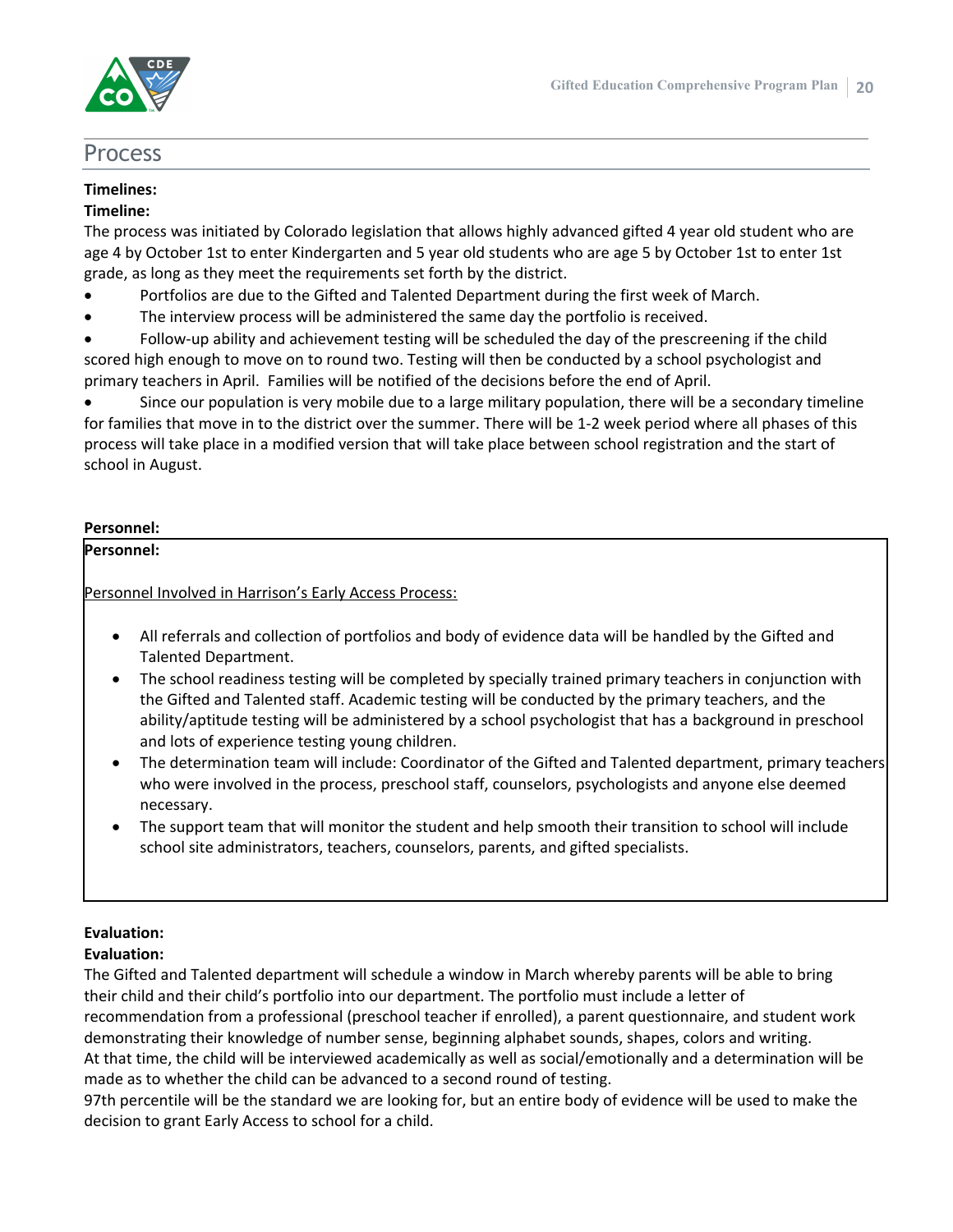## Process

**Timelines:**

**Timeline:**

The process was initiated by Colorado legislation that allows highly advanced gifted 4 year old student who are age 4 by October 1st to enter Kindergarten and 5 year old students who are age 5 by October 1st to enter 1st grade, as long as they meet the requirements set forth by the district.

- Portfolios are due to the Gifted and Talented Department during the first week of March.
- The interview process will be administered the same day the portfolio is received.
- Follow-up ability and achievement testing will be scheduled the day of the prescreening if the child scored high enough to move on to round two. Testing will then be conducted by a school psychologist and primary teachers in April. Families will be notified of the decisions before the end of April.
- Since our population is very mobile due to a large military population, there will be a secondary timeline for families that move in to the district over the summer. There will be 1-2 week period where all phases of this process will take place in a modified version that will take place between school registration and the start of school in August.

**Personnel:**

**Personnel:**

Personnel Involved in Harrison's Early Access Process:

- All referrals and collection of portfolios and body of evidence data will be handled by the Gifted and Talented Department.
- The school readiness testing will be completed by specially trained primary teachers in conjunction with the Gifted and Talented staff. Academic testing will be conducted by the primary teachers, and the ability/aptitude testing will be administered by a school psychologist that has a background in preschool and lots of experience testing young children.
- The determination team will include: Coordinator of the Gifted and Talented department, primary teachers who were involved in the process, preschool staff, counselors, psychologists and anyone else deemed necessary.
- The support team that will monitor the student and help smooth their transition to school will include school site administrators, teachers, counselors, parents, and gifted specialists.

**Evaluation:**

**Evaluation:**

The Gifted and Talented department will schedule a window in March whereby parents will be able to bring their child and their child's portfolio into our department. The portfolio must include a letter of recommendation from a professional (preschool teacher if enrolled), a parent questionnaire, and student work demonstrating their knowledge of number sense, beginning alphabet sounds, shapes, colors and writing.
At that time, the child will be interviewed academically as well as social/emotionally and a determination will be made as to whether the child can be advanced to a second round of testing.
97th percentile will be the standard we are looking for, but an entire body of evidence will be used to make the decision to grant Early Access to school for a child.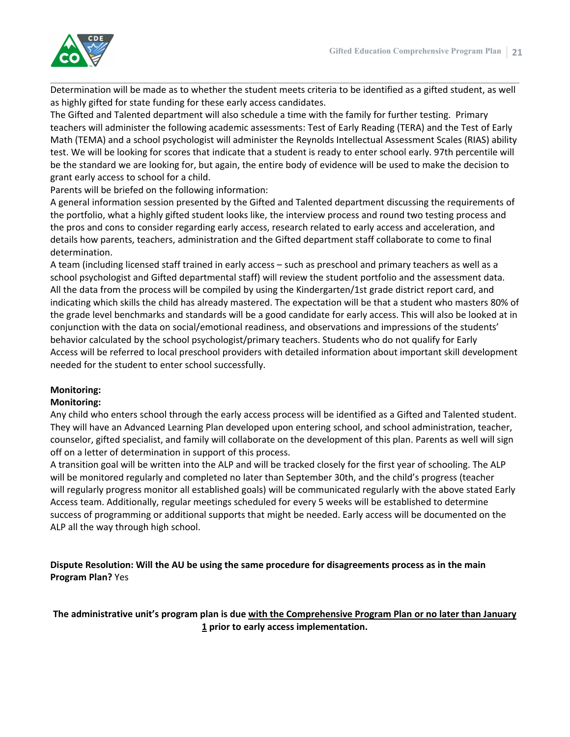Determination will be made as to whether the student meets criteria to be identified as a gifted student, as well as highly gifted for state funding for these early access candidates.

The Gifted and Talented department will also schedule a time with the family for further testing. Primary teachers will administer the following academic assessments: Test of Early Reading (TERA) and the Test of Early Math (TEMA) and a school psychologist will administer the Reynolds Intellectual Assessment Scales (RIAS) ability test. We will be looking for scores that indicate that a student is ready to enter school early. 97th percentile will be the standard we are looking for, but again, the entire body of evidence will be used to make the decision to grant early access to school for a child.

Parents will be briefed on the following information:

A general information session presented by the Gifted and Talented department discussing the requirements of the portfolio, what a highly gifted student looks like, the interview process and round two testing process and the pros and cons to consider regarding early access, research related to early access and acceleration, and details how parents, teachers, administration and the Gifted department staff collaborate to come to final determination.

A team (including licensed staff trained in early access – such as preschool and primary teachers as well as a school psychologist and Gifted departmental staff) will review the student portfolio and the assessment data. All the data from the process will be compiled by using the Kindergarten/1st grade district report card, and indicating which skills the child has already mastered. The expectation will be that a student who masters 80% of the grade level benchmarks and standards will be a good candidate for early access. This will also be looked at in conjunction with the data on social/emotional readiness, and observations and impressions of the students' behavior calculated by the school psychologist/primary teachers. Students who do not qualify for Early Access will be referred to local preschool providers with detailed information about important skill development needed for the student to enter school successfully.

**Monitoring:**

**Monitoring:**

Any child who enters school through the early access process will be identified as a Gifted and Talented student. They will have an Advanced Learning Plan developed upon entering school, and school administration, teacher, counselor, gifted specialist, and family will collaborate on the development of this plan. Parents as well will sign off on a letter of determination in support of this process.

A transition goal will be written into the ALP and will be tracked closely for the first year of schooling. The ALP will be monitored regularly and completed no later than September 30th, and the child's progress (teacher will regularly progress monitor all established goals) will be communicated regularly with the above stated Early Access team. Additionally, regular meetings scheduled for every 5 weeks will be established to determine success of programming or additional supports that might be needed. Early access will be documented on the ALP all the way through high school.

**Dispute Resolution: Will the AU be using the same procedure for disagreements process as in the main Program Plan?** Yes

**The administrative unit's program plan is due with the Comprehensive Program Plan or no later than January 1 prior to early access implementation.**